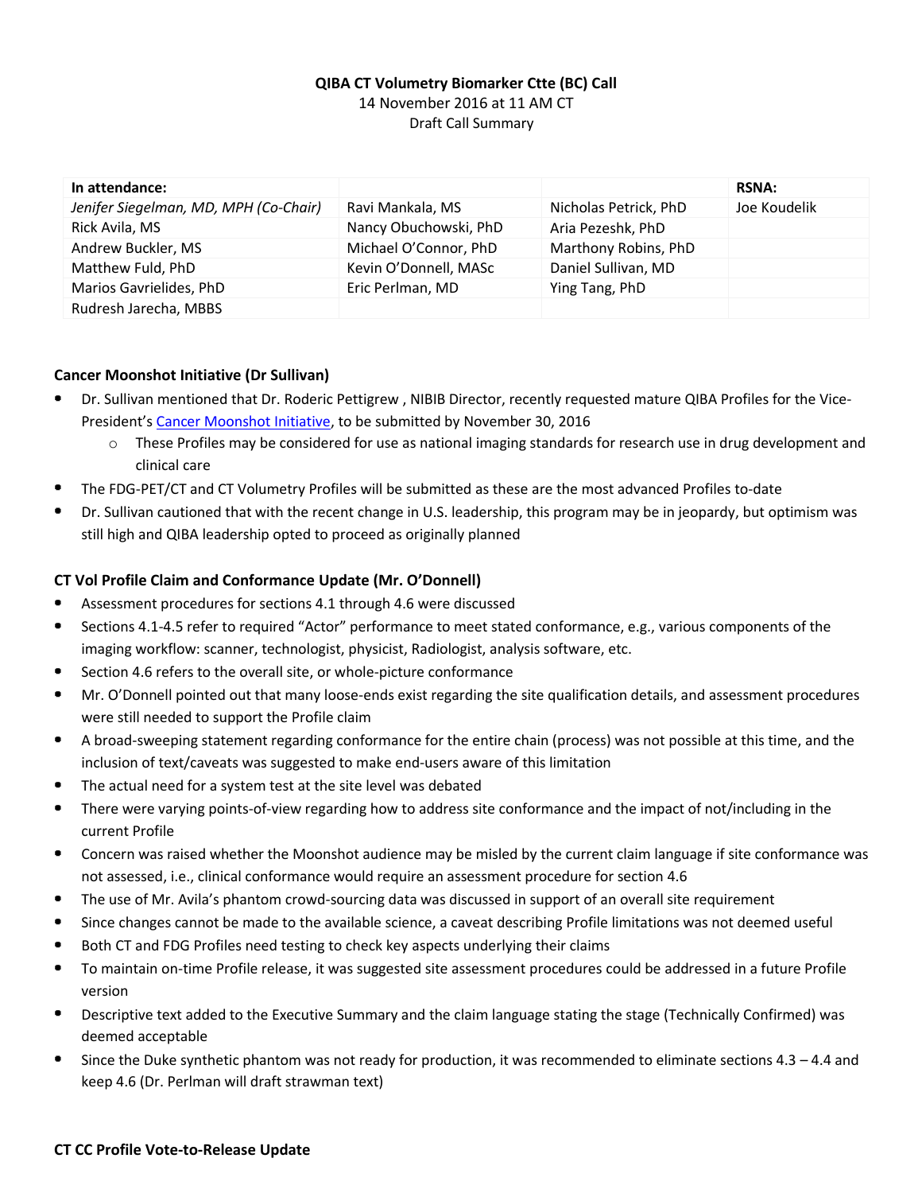**QIBA CT Volumetry Biomarker Ctte (BC) Call**
14 November 2016 at 11 AM CT
Draft Call Summary

| In attendance: | | | RSNA: |
|---|---|---|---|
| *Jenifer Siegelman, MD, MPH (Co-Chair)* | Ravi Mankala, MS | Nicholas Petrick, PhD | Joe Koudelik |
| Rick Avila, MS | Nancy Obuchowski, PhD | Aria Pezeshk, PhD | |
| Andrew Buckler, MS | Michael O'Connor, PhD | Marthony Robins, PhD | |
| Matthew Fuld, PhD | Kevin O'Donnell, MASc | Daniel Sullivan, MD | |
| Marios Gavrielides, PhD | Eric Perlman, MD | Ying Tang, PhD | |
| Rudresh Jarecha, MBBS | | | |

### Cancer Moonshot Initiative (Dr Sullivan)

- Dr. Sullivan mentioned that Dr. Roderic Pettigrew , NIBIB Director, recently requested mature QIBA Profiles for the Vice-President's Cancer Moonshot Initiative, to be submitted by November 30, 2016
  - These Profiles may be considered for use as national imaging standards for research use in drug development and clinical care
- The FDG-PET/CT and CT Volumetry Profiles will be submitted as these are the most advanced Profiles to-date
- Dr. Sullivan cautioned that with the recent change in U.S. leadership, this program may be in jeopardy, but optimism was still high and QIBA leadership opted to proceed as originally planned

### CT Vol Profile Claim and Conformance Update (Mr. O'Donnell)

- Assessment procedures for sections 4.1 through 4.6 were discussed
- Sections 4.1-4.5 refer to required "Actor" performance to meet stated conformance, e.g., various components of the imaging workflow: scanner, technologist, physicist, Radiologist, analysis software, etc.
- Section 4.6 refers to the overall site, or whole-picture conformance
- Mr. O'Donnell pointed out that many loose-ends exist regarding the site qualification details, and assessment procedures were still needed to support the Profile claim
- A broad-sweeping statement regarding conformance for the entire chain (process) was not possible at this time, and the inclusion of text/caveats was suggested to make end-users aware of this limitation
- The actual need for a system test at the site level was debated
- There were varying points-of-view regarding how to address site conformance and the impact of not/including in the current Profile
- Concern was raised whether the Moonshot audience may be misled by the current claim language if site conformance was not assessed, i.e., clinical conformance would require an assessment procedure for section 4.6
- The use of Mr. Avila's phantom crowd-sourcing data was discussed in support of an overall site requirement
- Since changes cannot be made to the available science, a caveat describing Profile limitations was not deemed useful
- Both CT and FDG Profiles need testing to check key aspects underlying their claims
- To maintain on-time Profile release, it was suggested site assessment procedures could be addressed in a future Profile version
- Descriptive text added to the Executive Summary and the claim language stating the stage (Technically Confirmed) was deemed acceptable
- Since the Duke synthetic phantom was not ready for production, it was recommended to eliminate sections 4.3 – 4.4 and keep 4.6 (Dr. Perlman will draft strawman text)

### CT CC Profile Vote-to-Release Update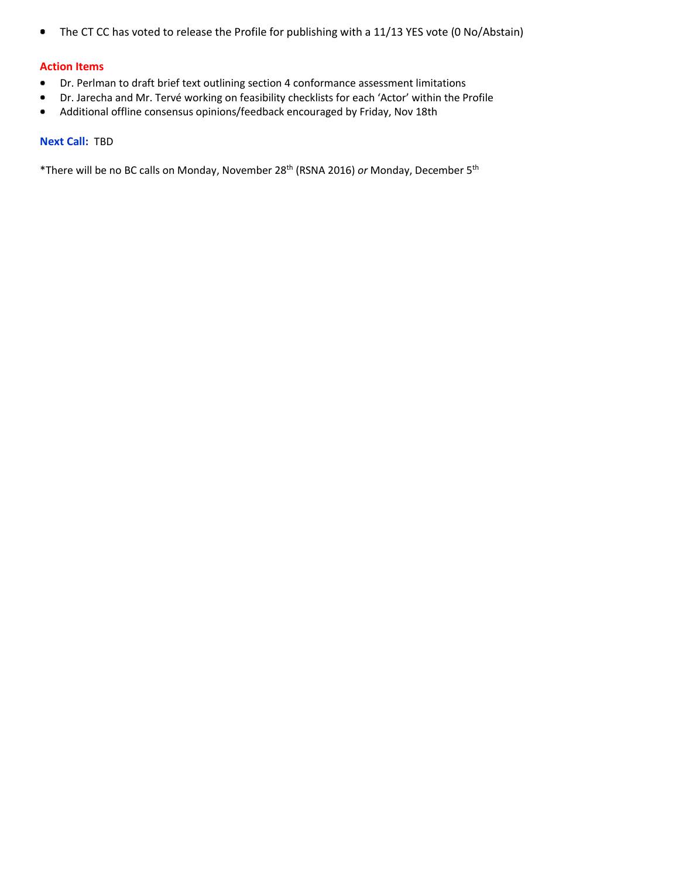- The CT CC has voted to release the Profile for publishing with a 11/13 YES vote (0 No/Abstain)

**Action Items**

- Dr. Perlman to draft brief text outlining section 4 conformance assessment limitations
- Dr. Jarecha and Mr. Tervé working on feasibility checklists for each 'Actor' within the Profile
- Additional offline consensus opinions/feedback encouraged by Friday, Nov 18th

**Next Call:** TBD

*There will be no BC calls on Monday, November 28th (RSNA 2016) *or* Monday, December 5th